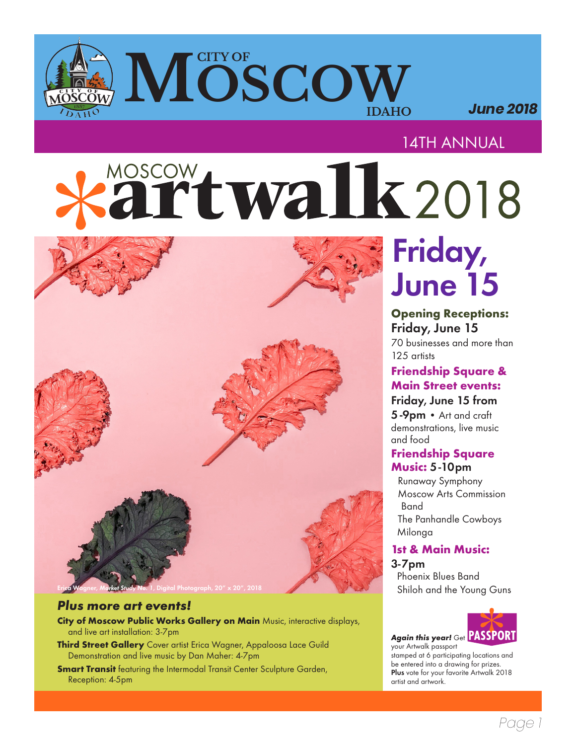# CITY OF MOSCOW IDAHO

*June 2018*

14TH ANNUAL

# MOSCOW artwalk 2018

Erica Wagner, Market Study No. 1, Digital Photograph, 20" x 20", 2018

## Friday, June 15

**Opening Receptions:**
Friday, June 15
70 businesses and more than 125 artists

**Friendship Square & Main Street events:**
Friday, June 15 from 5-9pm • Art and craft demonstrations, live music and food

**Friendship Square Music:** 5-10pm
Runaway Symphony
Moscow Arts Commission Band
The Panhandle Cowboys
Milonga

**1st & Main Music:**
3-7pm
Phoenix Blues Band
Shiloh and the Young Guns

### *Plus more art events!*

**City of Moscow Public Works Gallery on Main** Music, interactive displays, and live art installation: 3-7pm

**Third Street Gallery** Cover artist Erica Wagner, Appaloosa Lace Guild Demonstration and live music by Dan Maher: 4-7pm

**Smart Transit** featuring the Intermodal Transit Center Sculpture Garden, Reception: 4-5pm

PASSPORT

***Again this year!*** Get your Artwalk passport stamped at 6 participating locations and be entered into a drawing for prizes. **Plus** vote for your favorite Artwalk 2018 artist and artwork.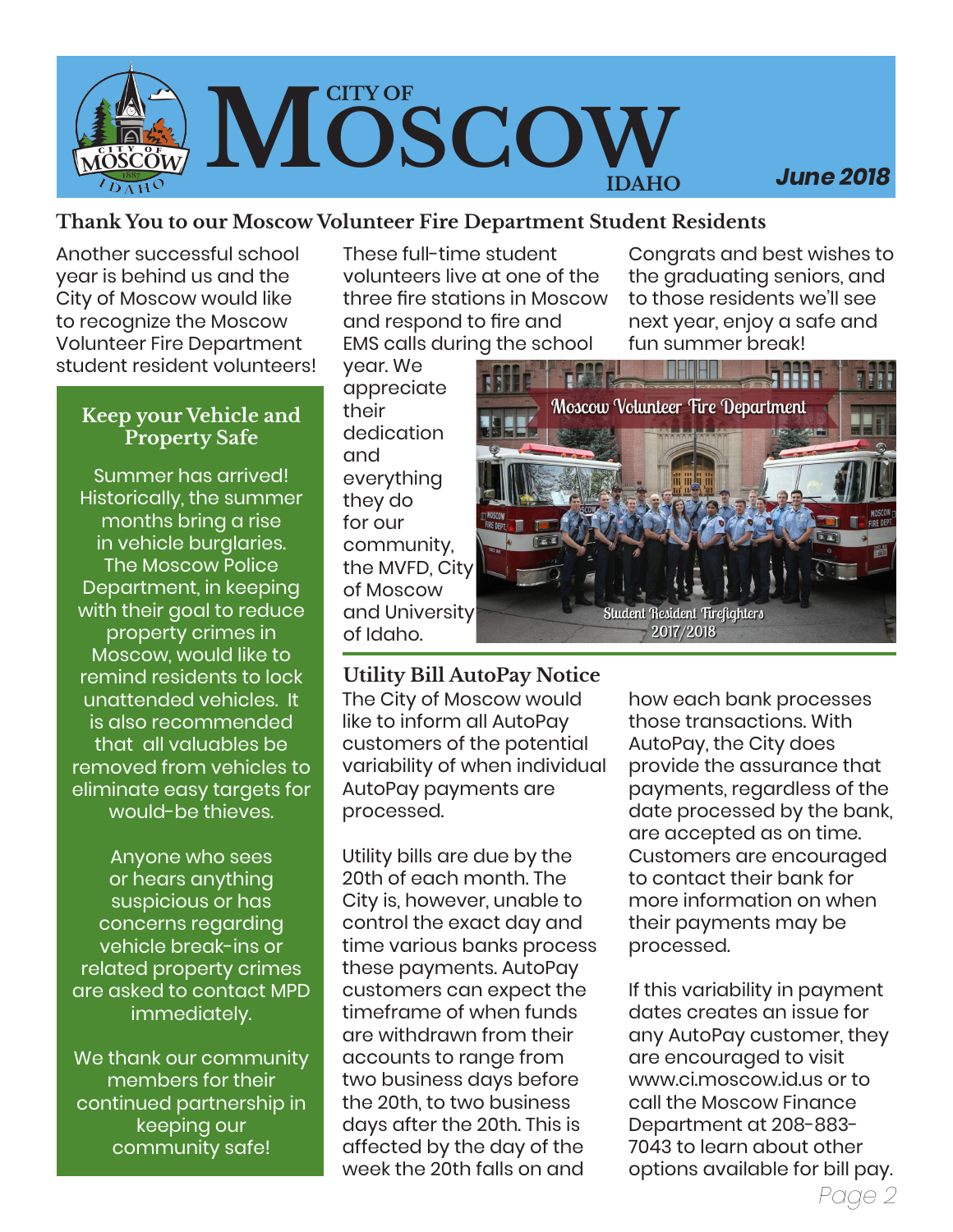# CITY OF MOSCOW IDAHO

**June 2018**

## Thank You to our Moscow Volunteer Fire Department Student Residents

Another successful school year is behind us and the City of Moscow would like to recognize the Moscow Volunteer Fire Department student resident volunteers!

These full-time student volunteers live at one of the three fire stations in Moscow and respond to fire and EMS calls during the school year. We appreciate their dedication and everything they do for our community, the MVFD, City of Moscow and University of Idaho.

Congrats and best wishes to the graduating seniors, and to those residents we'll see next year, enjoy a safe and fun summer break!

Moscow Volunteer Fire Department

Student Resident Firefighters 2017/2018

## Keep your Vehicle and Property Safe

Summer has arrived! Historically, the summer months bring a rise in vehicle burglaries. The Moscow Police Department, in keeping with their goal to reduce property crimes in Moscow, would like to remind residents to lock unattended vehicles. It is also recommended that all valuables be removed from vehicles to eliminate easy targets for would-be thieves.

Anyone who sees or hears anything suspicious or has concerns regarding vehicle break-ins or related property crimes are asked to contact MPD immediately.

We thank our community members for their continued partnership in keeping our community safe!

## Utility Bill AutoPay Notice

The City of Moscow would like to inform all AutoPay customers of the potential variability of when individual AutoPay payments are processed.

Utility bills are due by the 20th of each month. The City is, however, unable to control the exact day and time various banks process these payments. AutoPay customers can expect the timeframe of when funds are withdrawn from their accounts to range from two business days before the 20th, to two business days after the 20th. This is affected by the day of the week the 20th falls on and how each bank processes those transactions. With AutoPay, the City does provide the assurance that payments, regardless of the date processed by the bank, are accepted as on time. Customers are encouraged to contact their bank for more information on when their payments may be processed.

If this variability in payment dates creates an issue for any AutoPay customer, they are encouraged to visit www.ci.moscow.id.us or to call the Moscow Finance Department at 208-883-7043 to learn about other options available for bill pay.